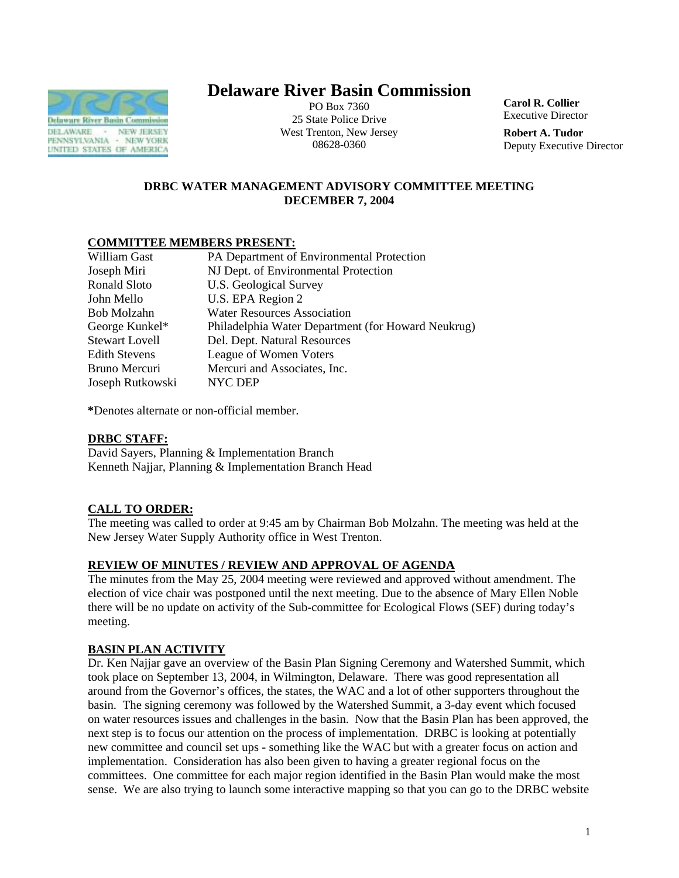# Delaware River Basin Commission

PO Box 7360
25 State Police Drive
West Trenton, New Jersey
08628-0360

**Carol R. Collier**
Executive Director

**Robert A. Tudor**
Deputy Executive Director

## DRBC WATER MANAGEMENT ADVISORY COMMITTEE MEETING
## DECEMBER 7, 2004

### COMMITTEE MEMBERS PRESENT:

| | |
|---|---|
| William Gast | PA Department of Environmental Protection |
| Joseph Miri | NJ Dept. of Environmental Protection |
| Ronald Sloto | U.S. Geological Survey |
| John Mello | U.S. EPA Region 2 |
| Bob Molzahn | Water Resources Association |
| George Kunkel* | Philadelphia Water Department (for Howard Neukrug) |
| Stewart Lovell | Del. Dept. Natural Resources |
| Edith Stevens | League of Women Voters |
| Bruno Mercuri | Mercuri and Associates, Inc. |
| Joseph Rutkowski | NYC DEP |

**\***Denotes alternate or non-official member.

### DRBC STAFF:

David Sayers, Planning & Implementation Branch
Kenneth Najjar, Planning & Implementation Branch Head

### CALL TO ORDER:

The meeting was called to order at 9:45 am by Chairman Bob Molzahn. The meeting was held at the New Jersey Water Supply Authority office in West Trenton.

### REVIEW OF MINUTES / REVIEW AND APPROVAL OF AGENDA

The minutes from the May 25, 2004 meeting were reviewed and approved without amendment. The election of vice chair was postponed until the next meeting. Due to the absence of Mary Ellen Noble there will be no update on activity of the Sub-committee for Ecological Flows (SEF) during today's meeting.

### BASIN PLAN ACTIVITY

Dr. Ken Najjar gave an overview of the Basin Plan Signing Ceremony and Watershed Summit, which took place on September 13, 2004, in Wilmington, Delaware. There was good representation all around from the Governor's offices, the states, the WAC and a lot of other supporters throughout the basin. The signing ceremony was followed by the Watershed Summit, a 3-day event which focused on water resources issues and challenges in the basin. Now that the Basin Plan has been approved, the next step is to focus our attention on the process of implementation. DRBC is looking at potentially new committee and council set ups - something like the WAC but with a greater focus on action and implementation. Consideration has also been given to having a greater regional focus on the committees. One committee for each major region identified in the Basin Plan would make the most sense. We are also trying to launch some interactive mapping so that you can go to the DRBC website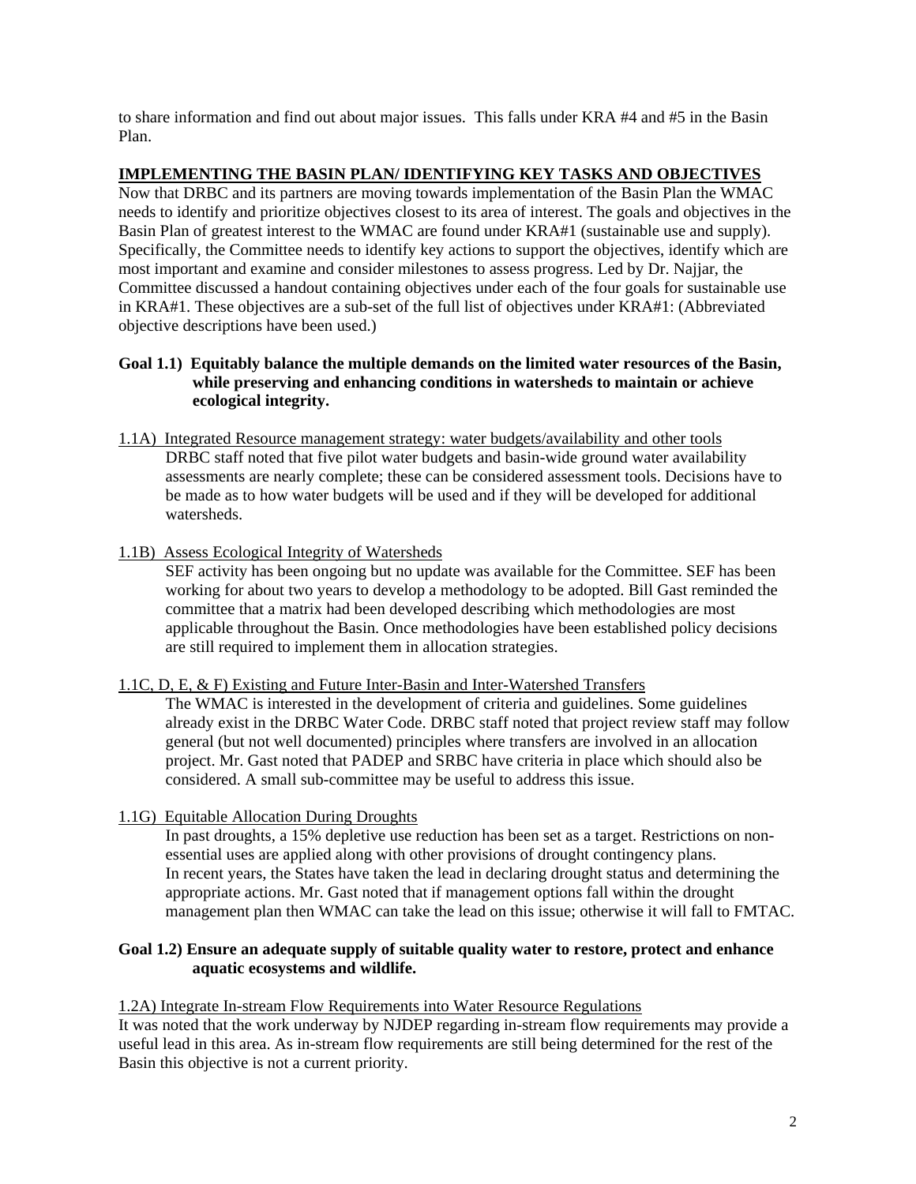to share information and find out about major issues. This falls under KRA #4 and #5 in the Basin Plan.

## IMPLEMENTING THE BASIN PLAN/ IDENTIFYING KEY TASKS AND OBJECTIVES

Now that DRBC and its partners are moving towards implementation of the Basin Plan the WMAC needs to identify and prioritize objectives closest to its area of interest. The goals and objectives in the Basin Plan of greatest interest to the WMAC are found under KRA#1 (sustainable use and supply). Specifically, the Committee needs to identify key actions to support the objectives, identify which are most important and examine and consider milestones to assess progress. Led by Dr. Najjar, the Committee discussed a handout containing objectives under each of the four goals for sustainable use in KRA#1. These objectives are a sub-set of the full list of objectives under KRA#1: (Abbreviated objective descriptions have been used.)

**Goal 1.1) Equitably balance the multiple demands on the limited water resources of the Basin, while preserving and enhancing conditions in watersheds to maintain or achieve ecological integrity.**

1.1A) Integrated Resource management strategy: water budgets/availability and other tools

DRBC staff noted that five pilot water budgets and basin-wide ground water availability assessments are nearly complete; these can be considered assessment tools. Decisions have to be made as to how water budgets will be used and if they will be developed for additional watersheds.

1.1B) Assess Ecological Integrity of Watersheds

SEF activity has been ongoing but no update was available for the Committee. SEF has been working for about two years to develop a methodology to be adopted. Bill Gast reminded the committee that a matrix had been developed describing which methodologies are most applicable throughout the Basin. Once methodologies have been established policy decisions are still required to implement them in allocation strategies.

1.1C, D, E, & F) Existing and Future Inter-Basin and Inter-Watershed Transfers

The WMAC is interested in the development of criteria and guidelines. Some guidelines already exist in the DRBC Water Code. DRBC staff noted that project review staff may follow general (but not well documented) principles where transfers are involved in an allocation project. Mr. Gast noted that PADEP and SRBC have criteria in place which should also be considered. A small sub-committee may be useful to address this issue.

1.1G) Equitable Allocation During Droughts

In past droughts, a 15% depletive use reduction has been set as a target. Restrictions on non-essential uses are applied along with other provisions of drought contingency plans. In recent years, the States have taken the lead in declaring drought status and determining the appropriate actions. Mr. Gast noted that if management options fall within the drought management plan then WMAC can take the lead on this issue; otherwise it will fall to FMTAC.

**Goal 1.2) Ensure an adequate supply of suitable quality water to restore, protect and enhance aquatic ecosystems and wildlife.**

1.2A) Integrate In-stream Flow Requirements into Water Resource Regulations

It was noted that the work underway by NJDEP regarding in-stream flow requirements may provide a useful lead in this area. As in-stream flow requirements are still being determined for the rest of the Basin this objective is not a current priority.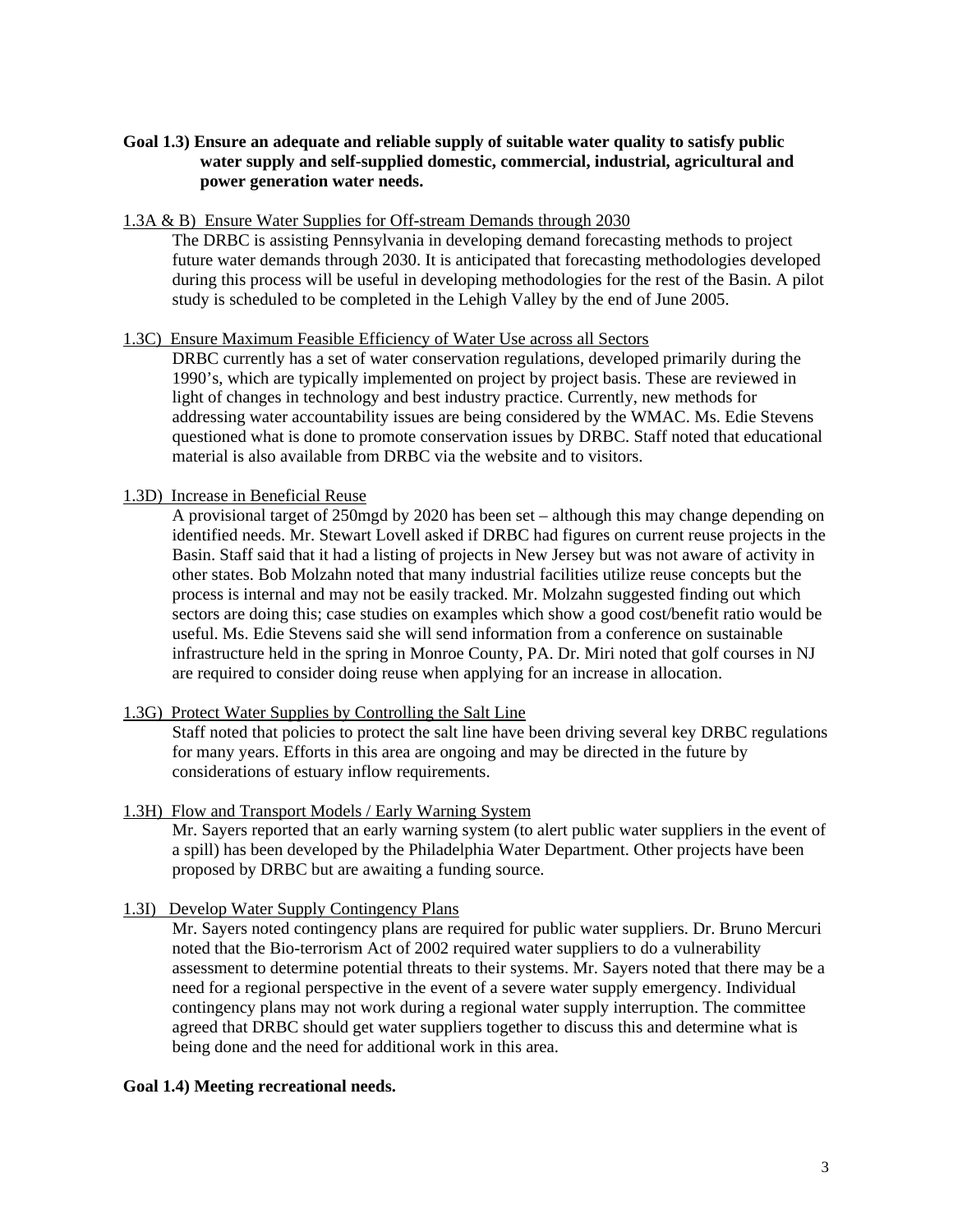**Goal 1.3) Ensure an adequate and reliable supply of suitable water quality to satisfy public water supply and self-supplied domestic, commercial, industrial, agricultural and power generation water needs.**

1.3A & B) Ensure Water Supplies for Off-stream Demands through 2030

The DRBC is assisting Pennsylvania in developing demand forecasting methods to project future water demands through 2030. It is anticipated that forecasting methodologies developed during this process will be useful in developing methodologies for the rest of the Basin. A pilot study is scheduled to be completed in the Lehigh Valley by the end of June 2005.

1.3C) Ensure Maximum Feasible Efficiency of Water Use across all Sectors

DRBC currently has a set of water conservation regulations, developed primarily during the 1990's, which are typically implemented on project by project basis. These are reviewed in light of changes in technology and best industry practice. Currently, new methods for addressing water accountability issues are being considered by the WMAC. Ms. Edie Stevens questioned what is done to promote conservation issues by DRBC. Staff noted that educational material is also available from DRBC via the website and to visitors.

1.3D) Increase in Beneficial Reuse

A provisional target of 250mgd by 2020 has been set – although this may change depending on identified needs. Mr. Stewart Lovell asked if DRBC had figures on current reuse projects in the Basin. Staff said that it had a listing of projects in New Jersey but was not aware of activity in other states. Bob Molzahn noted that many industrial facilities utilize reuse concepts but the process is internal and may not be easily tracked. Mr. Molzahn suggested finding out which sectors are doing this; case studies on examples which show a good cost/benefit ratio would be useful. Ms. Edie Stevens said she will send information from a conference on sustainable infrastructure held in the spring in Monroe County, PA. Dr. Miri noted that golf courses in NJ are required to consider doing reuse when applying for an increase in allocation.

1.3G) Protect Water Supplies by Controlling the Salt Line

Staff noted that policies to protect the salt line have been driving several key DRBC regulations for many years. Efforts in this area are ongoing and may be directed in the future by considerations of estuary inflow requirements.

1.3H) Flow and Transport Models / Early Warning System

Mr. Sayers reported that an early warning system (to alert public water suppliers in the event of a spill) has been developed by the Philadelphia Water Department. Other projects have been proposed by DRBC but are awaiting a funding source.

1.3I) Develop Water Supply Contingency Plans

Mr. Sayers noted contingency plans are required for public water suppliers. Dr. Bruno Mercuri noted that the Bio-terrorism Act of 2002 required water suppliers to do a vulnerability assessment to determine potential threats to their systems. Mr. Sayers noted that there may be a need for a regional perspective in the event of a severe water supply emergency. Individual contingency plans may not work during a regional water supply interruption. The committee agreed that DRBC should get water suppliers together to discuss this and determine what is being done and the need for additional work in this area.

**Goal 1.4) Meeting recreational needs.**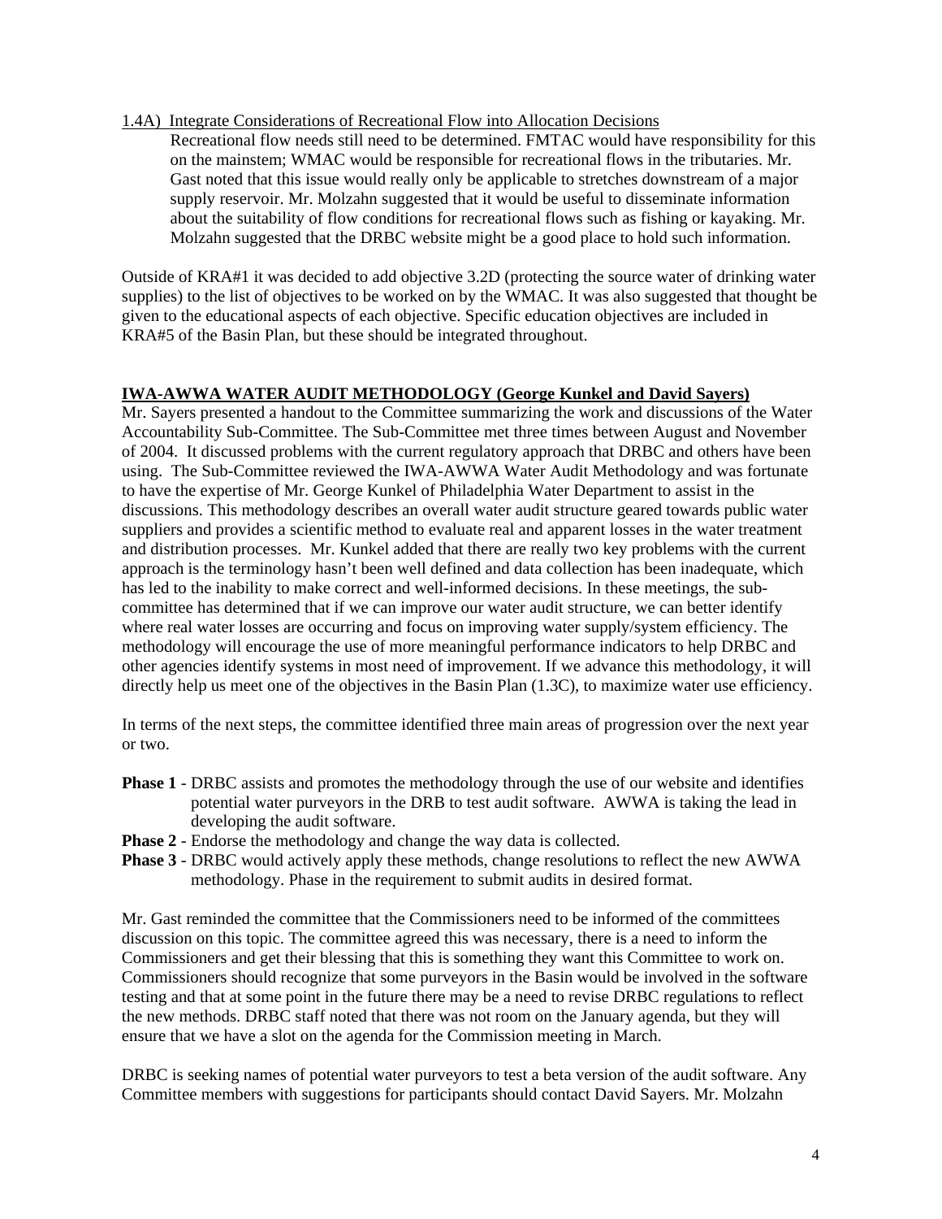1.4A) Integrate Considerations of Recreational Flow into Allocation Decisions

Recreational flow needs still need to be determined. FMTAC would have responsibility for this on the mainstem; WMAC would be responsible for recreational flows in the tributaries. Mr. Gast noted that this issue would really only be applicable to stretches downstream of a major supply reservoir. Mr. Molzahn suggested that it would be useful to disseminate information about the suitability of flow conditions for recreational flows such as fishing or kayaking. Mr. Molzahn suggested that the DRBC website might be a good place to hold such information.

Outside of KRA#1 it was decided to add objective 3.2D (protecting the source water of drinking water supplies) to the list of objectives to be worked on by the WMAC. It was also suggested that thought be given to the educational aspects of each objective. Specific education objectives are included in KRA#5 of the Basin Plan, but these should be integrated throughout.

**IWA-AWWA WATER AUDIT METHODOLOGY (George Kunkel and David Sayers)**

Mr. Sayers presented a handout to the Committee summarizing the work and discussions of the Water Accountability Sub-Committee. The Sub-Committee met three times between August and November of 2004. It discussed problems with the current regulatory approach that DRBC and others have been using. The Sub-Committee reviewed the IWA-AWWA Water Audit Methodology and was fortunate to have the expertise of Mr. George Kunkel of Philadelphia Water Department to assist in the discussions. This methodology describes an overall water audit structure geared towards public water suppliers and provides a scientific method to evaluate real and apparent losses in the water treatment and distribution processes. Mr. Kunkel added that there are really two key problems with the current approach is the terminology hasn't been well defined and data collection has been inadequate, which has led to the inability to make correct and well-informed decisions. In these meetings, the sub-committee has determined that if we can improve our water audit structure, we can better identify where real water losses are occurring and focus on improving water supply/system efficiency. The methodology will encourage the use of more meaningful performance indicators to help DRBC and other agencies identify systems in most need of improvement. If we advance this methodology, it will directly help us meet one of the objectives in the Basin Plan (1.3C), to maximize water use efficiency.

In terms of the next steps, the committee identified three main areas of progression over the next year or two.

**Phase 1** - DRBC assists and promotes the methodology through the use of our website and identifies potential water purveyors in the DRB to test audit software. AWWA is taking the lead in developing the audit software.

**Phase 2** - Endorse the methodology and change the way data is collected.

**Phase 3** - DRBC would actively apply these methods, change resolutions to reflect the new AWWA methodology. Phase in the requirement to submit audits in desired format.

Mr. Gast reminded the committee that the Commissioners need to be informed of the committees discussion on this topic. The committee agreed this was necessary, there is a need to inform the Commissioners and get their blessing that this is something they want this Committee to work on. Commissioners should recognize that some purveyors in the Basin would be involved in the software testing and that at some point in the future there may be a need to revise DRBC regulations to reflect the new methods. DRBC staff noted that there was not room on the January agenda, but they will ensure that we have a slot on the agenda for the Commission meeting in March.

DRBC is seeking names of potential water purveyors to test a beta version of the audit software. Any Committee members with suggestions for participants should contact David Sayers. Mr. Molzahn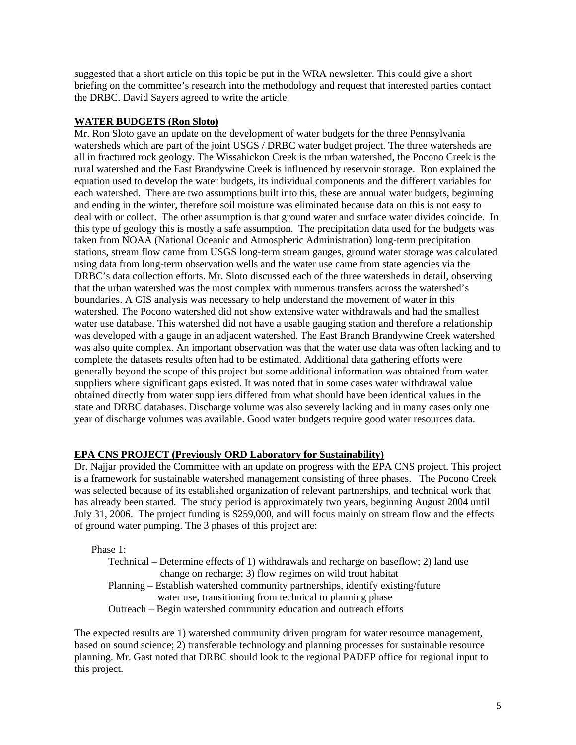suggested that a short article on this topic be put in the WRA newsletter. This could give a short briefing on the committee's research into the methodology and request that interested parties contact the DRBC. David Sayers agreed to write the article.

**WATER BUDGETS (Ron Sloto)**

Mr. Ron Sloto gave an update on the development of water budgets for the three Pennsylvania watersheds which are part of the joint USGS / DRBC water budget project. The three watersheds are all in fractured rock geology. The Wissahickon Creek is the urban watershed, the Pocono Creek is the rural watershed and the East Brandywine Creek is influenced by reservoir storage. Ron explained the equation used to develop the water budgets, its individual components and the different variables for each watershed. There are two assumptions built into this, these are annual water budgets, beginning and ending in the winter, therefore soil moisture was eliminated because data on this is not easy to deal with or collect. The other assumption is that ground water and surface water divides coincide. In this type of geology this is mostly a safe assumption. The precipitation data used for the budgets was taken from NOAA (National Oceanic and Atmospheric Administration) long-term precipitation stations, stream flow came from USGS long-term stream gauges, ground water storage was calculated using data from long-term observation wells and the water use came from state agencies via the DRBC's data collection efforts. Mr. Sloto discussed each of the three watersheds in detail, observing that the urban watershed was the most complex with numerous transfers across the watershed's boundaries. A GIS analysis was necessary to help understand the movement of water in this watershed. The Pocono watershed did not show extensive water withdrawals and had the smallest water use database. This watershed did not have a usable gauging station and therefore a relationship was developed with a gauge in an adjacent watershed. The East Branch Brandywine Creek watershed was also quite complex. An important observation was that the water use data was often lacking and to complete the datasets results often had to be estimated. Additional data gathering efforts were generally beyond the scope of this project but some additional information was obtained from water suppliers where significant gaps existed. It was noted that in some cases water withdrawal value obtained directly from water suppliers differed from what should have been identical values in the state and DRBC databases. Discharge volume was also severely lacking and in many cases only one year of discharge volumes was available. Good water budgets require good water resources data.

**EPA CNS PROJECT (Previously ORD Laboratory for Sustainability)**

Dr. Najjar provided the Committee with an update on progress with the EPA CNS project. This project is a framework for sustainable watershed management consisting of three phases. The Pocono Creek was selected because of its established organization of relevant partnerships, and technical work that has already been started. The study period is approximately two years, beginning August 2004 until July 31, 2006. The project funding is $259,000, and will focus mainly on stream flow and the effects of ground water pumping. The 3 phases of this project are:

Phase 1:

- Technical – Determine effects of 1) withdrawals and recharge on baseflow; 2) land use change on recharge; 3) flow regimes on wild trout habitat
- Planning – Establish watershed community partnerships, identify existing/future water use, transitioning from technical to planning phase
- Outreach – Begin watershed community education and outreach efforts

The expected results are 1) watershed community driven program for water resource management, based on sound science; 2) transferable technology and planning processes for sustainable resource planning. Mr. Gast noted that DRBC should look to the regional PADEP office for regional input to this project.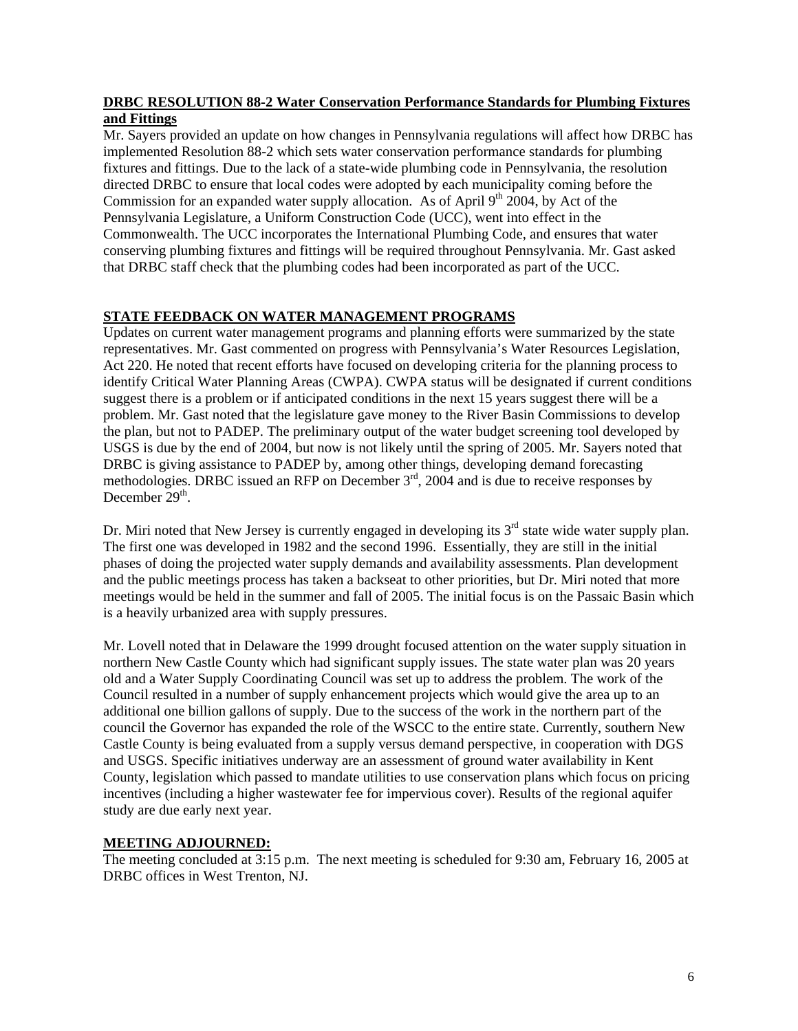**DRBC RESOLUTION 88-2 Water Conservation Performance Standards for Plumbing Fixtures and Fittings**

Mr. Sayers provided an update on how changes in Pennsylvania regulations will affect how DRBC has implemented Resolution 88-2 which sets water conservation performance standards for plumbing fixtures and fittings. Due to the lack of a state-wide plumbing code in Pennsylvania, the resolution directed DRBC to ensure that local codes were adopted by each municipality coming before the Commission for an expanded water supply allocation. As of April 9th 2004, by Act of the Pennsylvania Legislature, a Uniform Construction Code (UCC), went into effect in the Commonwealth. The UCC incorporates the International Plumbing Code, and ensures that water conserving plumbing fixtures and fittings will be required throughout Pennsylvania. Mr. Gast asked that DRBC staff check that the plumbing codes had been incorporated as part of the UCC.

**STATE FEEDBACK ON WATER MANAGEMENT PROGRAMS**

Updates on current water management programs and planning efforts were summarized by the state representatives. Mr. Gast commented on progress with Pennsylvania's Water Resources Legislation, Act 220. He noted that recent efforts have focused on developing criteria for the planning process to identify Critical Water Planning Areas (CWPA). CWPA status will be designated if current conditions suggest there is a problem or if anticipated conditions in the next 15 years suggest there will be a problem. Mr. Gast noted that the legislature gave money to the River Basin Commissions to develop the plan, but not to PADEP. The preliminary output of the water budget screening tool developed by USGS is due by the end of 2004, but now is not likely until the spring of 2005. Mr. Sayers noted that DRBC is giving assistance to PADEP by, among other things, developing demand forecasting methodologies. DRBC issued an RFP on December 3rd, 2004 and is due to receive responses by December 29th.

Dr. Miri noted that New Jersey is currently engaged in developing its 3rd state wide water supply plan. The first one was developed in 1982 and the second 1996. Essentially, they are still in the initial phases of doing the projected water supply demands and availability assessments. Plan development and the public meetings process has taken a backseat to other priorities, but Dr. Miri noted that more meetings would be held in the summer and fall of 2005. The initial focus is on the Passaic Basin which is a heavily urbanized area with supply pressures.

Mr. Lovell noted that in Delaware the 1999 drought focused attention on the water supply situation in northern New Castle County which had significant supply issues. The state water plan was 20 years old and a Water Supply Coordinating Council was set up to address the problem. The work of the Council resulted in a number of supply enhancement projects which would give the area up to an additional one billion gallons of supply. Due to the success of the work in the northern part of the council the Governor has expanded the role of the WSCC to the entire state. Currently, southern New Castle County is being evaluated from a supply versus demand perspective, in cooperation with DGS and USGS. Specific initiatives underway are an assessment of ground water availability in Kent County, legislation which passed to mandate utilities to use conservation plans which focus on pricing incentives (including a higher wastewater fee for impervious cover). Results of the regional aquifer study are due early next year.

**MEETING ADJOURNED:**

The meeting concluded at 3:15 p.m. The next meeting is scheduled for 9:30 am, February 16, 2005 at DRBC offices in West Trenton, NJ.